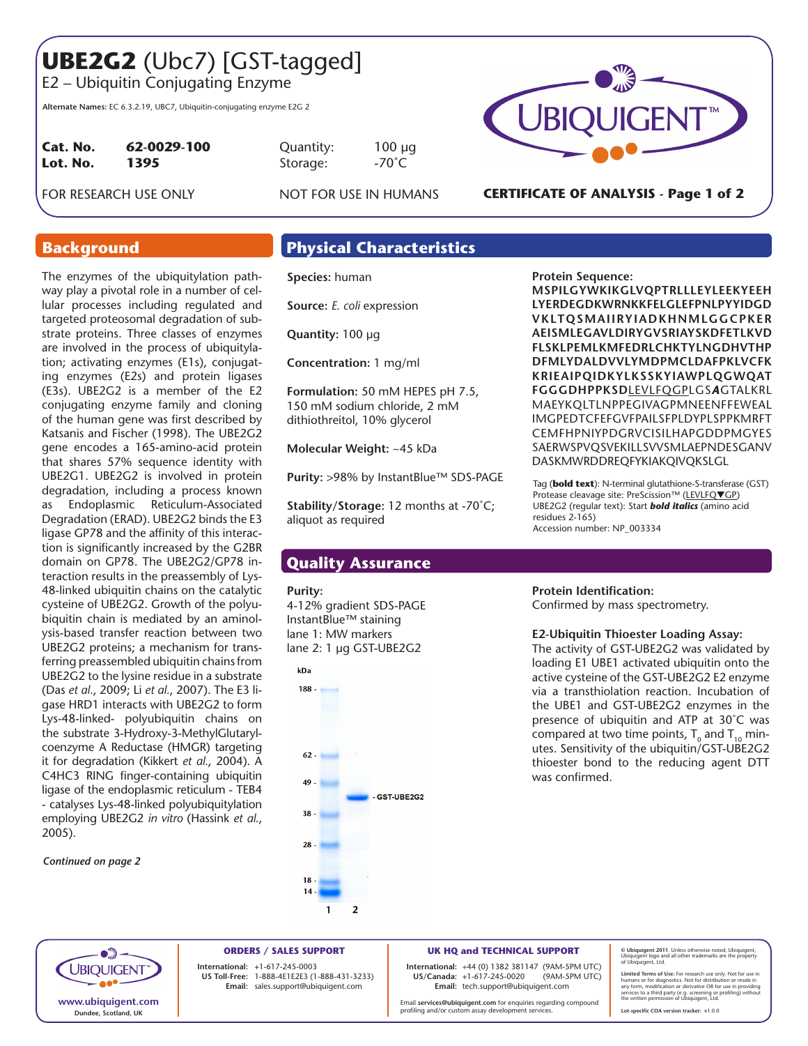# **UBE2G2** (Ubc7) [GST-tagged]

E2 – Ubiquitin Conjugating Enzyme

**Alternate Names:** EC 6.3.2.19, UBC7, Ubiquitin-conjugating enzyme E2G 2

**Cat. No.** **62-0029-100**
**Lot. No.** **1395**

Quantity: 100 µg
Storage: -70˚C

FOR RESEARCH USE ONLY

NOT FOR USE IN HUMANS

**CERTIFICATE OF ANALYSIS**

## Background

The enzymes of the ubiquitylation pathway play a pivotal role in a number of cellular processes including regulated and targeted proteosomal degradation of substrate proteins. Three classes of enzymes are involved in the process of ubiquitylation; activating enzymes (E1s), conjugating enzymes (E2s) and protein ligases (E3s). UBE2G2 is a member of the E2 conjugating enzyme family and cloning of the human gene was first described by Katsanis and Fischer (1998). The UBE2G2 gene encodes a 165-amino-acid protein that shares 57% sequence identity with UBE2G1. UBE2G2 is involved in protein degradation, including a process known as Endoplasmic Reticulum-Associated Degradation (ERAD). UBE2G2 binds the E3 ligase GP78 and the affinity of this interaction is significantly increased by the G2BR domain on GP78. The UBE2G2/GP78 interaction results in the preassembly of Lys-48-linked ubiquitin chains on the catalytic cysteine of UBE2G2. Growth of the polyubiquitin chain is mediated by an aminolysis-based transfer reaction between two UBE2G2 proteins; a mechanism for transferring preassembled ubiquitin chains from UBE2G2 to the lysine residue in a substrate (Das *et al.*, 2009; Li *et al.*, 2007). The E3 ligase HRD1 interacts with UBE2G2 to form Lys-48-linked- polyubiquitin chains on the substrate 3-Hydroxy-3-MethylGlutaryl-coenzyme A Reductase (HMGR) targeting it for degradation (Kikkert *et al.*, 2004). A C4HC3 RING finger-containing ubiquitin ligase of the endoplasmic reticulum - TEB4 - catalyses Lys-48-linked polyubiquitylation employing UBE2G2 *in vitro* (Hassink *et al.*, 2005).

*Continued on page 2*

## Physical Characteristics

**Species:** human

**Source:** *E. coli* expression

**Quantity:** 100 µg

**Concentration:** 1 mg/ml

**Formulation:** 50 mM HEPES pH 7.5, 150 mM sodium chloride, 2 mM dithiothreitol, 10% glycerol

**Molecular Weight:** ~45 kDa

**Purity:** >98% by InstantBlue™ SDS-PAGE

**Stability/Storage:** 12 months at -70˚C; aliquot as required

**Protein Sequence:**
**MSPILGYWKIKGLVQPTRLLLEYLEEKYEEH LYERDEGDKWRNKKFELGLEFPNLPYYIDGD VKLTQSMAIIRYIADKHNMLGGCPKER AEISMLEGAVLDIRYGVSRIAYSKDFETLKVD FLSKLPEMLKMFEDRLCHKTYLNGDHVTHP DFMLYDALDVVLYMDPMCLDAFPKLVCFK KRIEAIPQIDKYLKSSKYIAWPLQGWQAT FGGGDHPPKSD**<u>LEVLFQGP</u>LGS***A***GTALKRL MAEYKQLTLNPPEGIVAGPMNEENFFEWEAL IMGPEDTCFEFGVFPAILSFPLDYPLSPPKMRFT CEMFHPNIYPDGRVCISILHAPGDDPMGYES SAERWSPVQSVEKILLSVVSMLAEPNDESGANV DASKMWRDDREQFYKIAKQIVQKSLGL

Tag (**bold text**): N-terminal glutathione-S-transferase (GST)
Protease cleavage site: PreScission™ (<u>LEVLFQ▼GP</u>)
UBE2G2 (regular text): Start ***bold italics*** (amino acid residues 2-165)
Accession number: NP_003334

## Quality Assurance

**Purity:**
4-12% gradient SDS-PAGE
InstantBlue™ staining
lane 1: MW markers
lane 2: 1 µg GST-UBE2G2

kDa
188 -
62 -
49 -
38 -
28 -
18 -
14 -
- GST-UBE2G2
1 2

**Protein Identification:**
Confirmed by mass spectrometry.

**E2-Ubiquitin Thioester Loading Assay:**
The activity of GST-UBE2G2 was validated by loading E1 UBE1 activated ubiquitin onto the active cysteine of the GST-UBE2G2 E2 enzyme via a transthiolation reaction. Incubation of the UBE1 and GST-UBE2G2 enzymes in the presence of ubiquitin and ATP at 30˚C was compared at two time points, $T_0$ and $T_{10}$ minutes. Sensitivity of the ubiquitin/GST-UBE2G2 thioester bond to the reducing agent DTT was confirmed.

---

www.ubiquigent.com
Dundee, Scotland, UK

**ORDERS / SALES SUPPORT**
International: +1-617-245-0003
US Toll-Free: 1-888-4E1E2E3 (1-888-431-3233)
Email: sales.support@ubiquigent.com

**UK HQ and TECHNICAL SUPPORT**
International: +44 (0) 1382 381147 (9AM-5PM UTC)
US/Canada: +1-617-245-0020 (9AM-5PM UTC)
Email: tech.support@ubiquigent.com

Email **services@ubiquigent.com** for enquiries regarding compound profiling and/or custom assay development services.

**© Ubiquigent 2011**. Unless otherwise noted, Ubiquigent, Ubiquigent logo and all other trademarks are the property of Ubiquigent, Ltd.

**Limited Terms of Use:** For research use only. Not for use in humans or for diagnostics. Not for distribution or resale in any form, modification or derivative OR for use in providing services to a third party (e.g. screening or profiling) without the written permission of Ubiquigent, Ltd.

**Lot-specific COA version tracker:** v1.0.0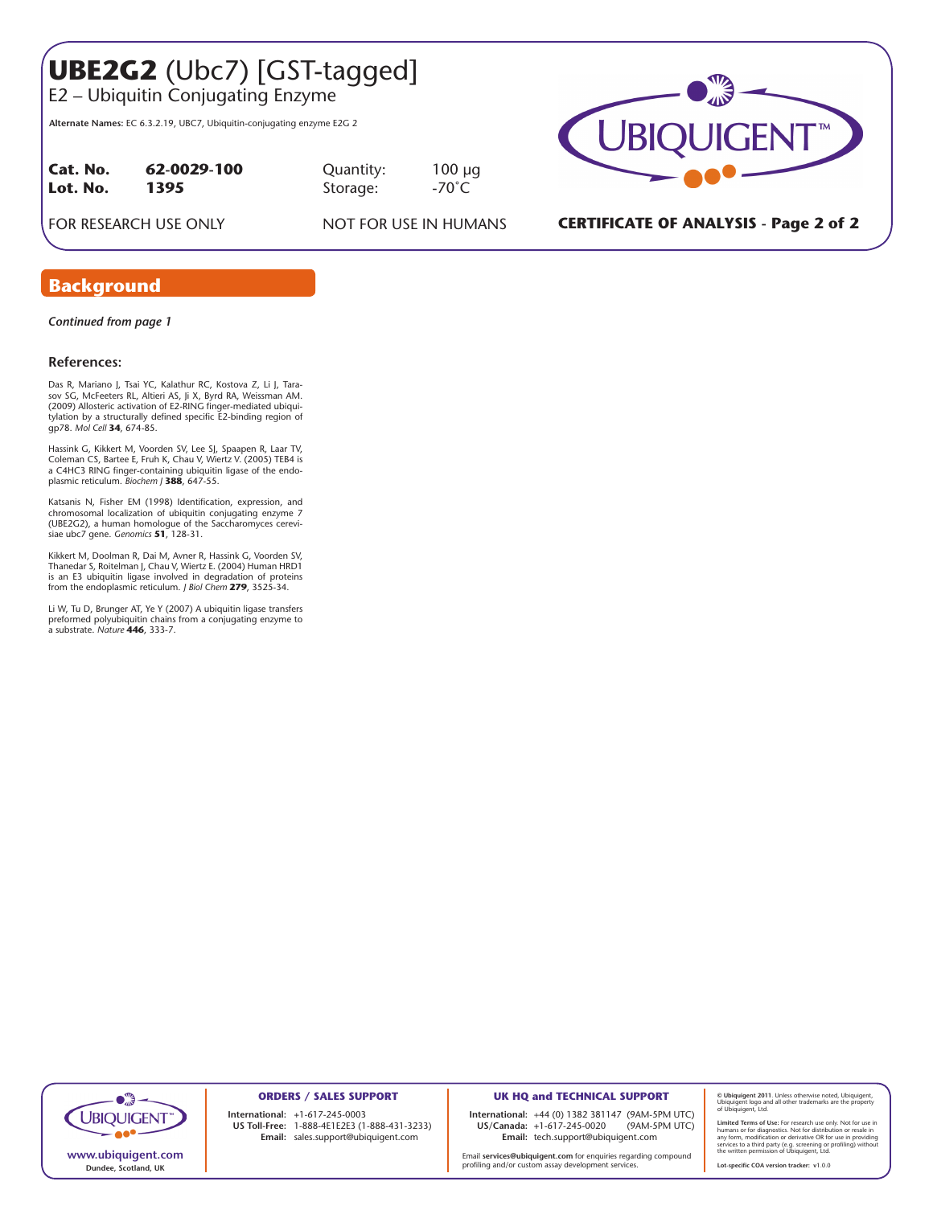# UBE2G2 (Ubc7) [GST-tagged]

E2 – Ubiquitin Conjugating Enzyme

**Alternate Names:** EC 6.3.2.19, UBC7, Ubiquitin-conjugating enzyme E2G 2

| | | | |
|---|---|---|---|
| **Cat. No.** | **62-0029-100** | Quantity: | 100 µg |
| **Lot. No.** | **1395** | Storage: | -70˚C |

FOR RESEARCH USE ONLY    NOT FOR USE IN HUMANS

**CERTIFICATE OF ANALYSIS**

## Background

*Continued from page 1*

### References:

Das R, Mariano J, Tsai YC, Kalathur RC, Kostova Z, Li J, Tarasov SG, McFeeters RL, Altieri AS, Ji X, Byrd RA, Weissman AM. (2009) Allosteric activation of E2-RING finger-mediated ubiquitylation by a structurally defined specific E2-binding region of gp78. *Mol Cell* **34**, 674-85.

Hassink G, Kikkert M, Voorden SV, Lee SJ, Spaapen R, Laar TV, Coleman CS, Bartee E, Fruh K, Chau V, Wiertz V. (2005) TEB4 is a C4HC3 RING finger-containing ubiquitin ligase of the endoplasmic reticulum. *Biochem J* **388**, 647-55.

Katsanis N, Fisher EM (1998) Identification, expression, and chromosomal localization of ubiquitin conjugating enzyme 7 (UBE2G2), a human homologue of the Saccharomyces cerevisiae ubc7 gene. *Genomics* **51**, 128-31.

Kikkert M, Doolman R, Dai M, Avner R, Hassink G, Voorden SV, Thanedar S, Roitelman J, Chau V, Wiertz E. (2004) Human HRD1 is an E3 ubiquitin ligase involved in degradation of proteins from the endoplasmic reticulum. *J Biol Chem* **279**, 3525-34.

Li W, Tu D, Brunger AT, Ye Y (2007) A ubiquitin ligase transfers preformed polyubiquitin chains from a conjugating enzyme to a substrate. *Nature* **446**, 333-7.

www.ubiquigent.com
Dundee, Scotland, UK

**ORDERS / SALES SUPPORT**

**International:** +1-617-245-0003
**US Toll-Free:** 1-888-4E1E2E3 (1-888-431-3233)
**Email:** sales.support@ubiquigent.com

**UK HQ and TECHNICAL SUPPORT**

**International:** +44 (0) 1382 381147 (9AM-5PM UTC)
**US/Canada:** +1-617-245-0020 (9AM-5PM UTC)
**Email:** tech.support@ubiquigent.com

Email **services@ubiquigent.com** for enquiries regarding compound profiling and/or custom assay development services.

**© Ubiquigent 2011**. Unless otherwise noted, Ubiquigent, Ubiquigent logo and all other trademarks are the property of Ubiquigent, Ltd.

**Limited Terms of Use:** For research use only. Not for use in humans or for diagnostics. Not for distribution or resale in any form, modification or derivative OR for use in providing services to a third party (e.g. screening or profiling) without the written permission of Ubiquigent, Ltd.

**Lot-specific COA version tracker:** v1.0.0